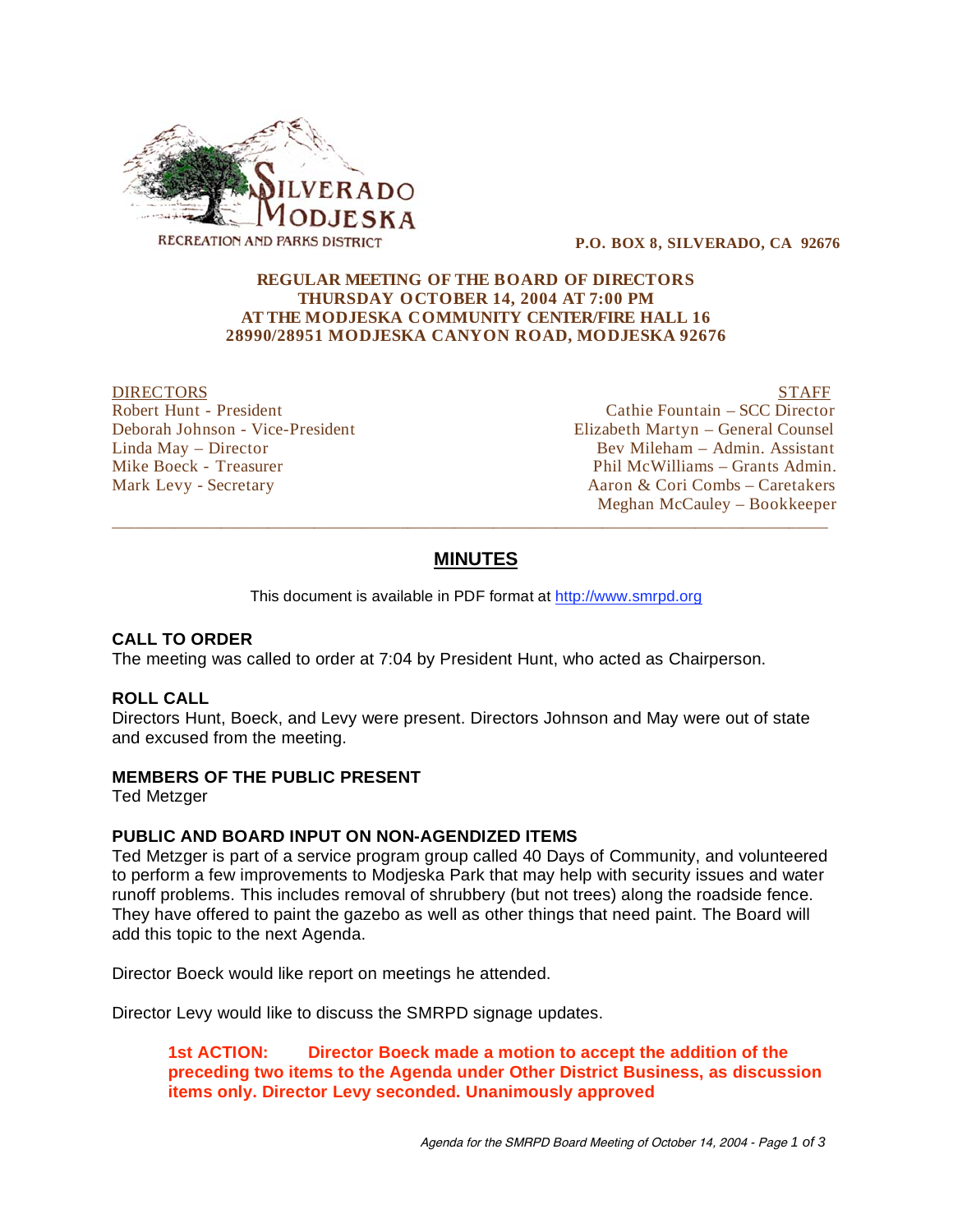SILVERADO MODJESKA RECREATION AND PARKS DISTRICT

**P.O. BOX 8, SILVERADO, CA 92676**

**REGULAR MEETING OF THE BOARD OF DIRECTORS**
**THURSDAY OCTOBER 14, 2004 AT 7:00 PM**
**AT THE MODJESKA COMMUNITY CENTER/FIRE HALL 16**
**28990/28951 MODJESKA CANYON ROAD, MODJESKA 92676**

DIRECTORS
Robert Hunt - President
Deborah Johnson - Vice-President
Linda May – Director
Mike Boeck - Treasurer
Mark Levy - Secretary

STAFF
Cathie Fountain – SCC Director
Elizabeth Martyn – General Counsel
Bev Mileham – Admin. Assistant
Phil McWilliams – Grants Admin.
Aaron & Cori Combs – Caretakers
Meghan McCauley – Bookkeeper

---

# MINUTES

This document is available in PDF format at http://www.smrpd.org

### CALL TO ORDER

The meeting was called to order at 7:04 by President Hunt, who acted as Chairperson.

### ROLL CALL

Directors Hunt, Boeck, and Levy were present. Directors Johnson and May were out of state and excused from the meeting.

### MEMBERS OF THE PUBLIC PRESENT

Ted Metzger

### PUBLIC AND BOARD INPUT ON NON-AGENDIZED ITEMS

Ted Metzger is part of a service program group called 40 Days of Community, and volunteered to perform a few improvements to Modjeska Park that may help with security issues and water runoff problems. This includes removal of shrubbery (but not trees) along the roadside fence. They have offered to paint the gazebo as well as other things that need paint. The Board will add this topic to the next Agenda.

Director Boeck would like report on meetings he attended.

Director Levy would like to discuss the SMRPD signage updates.

> **1st ACTION: Director Boeck made a motion to accept the addition of the preceding two items to the Agenda under Other District Business, as discussion items only. Director Levy seconded. Unanimously approved**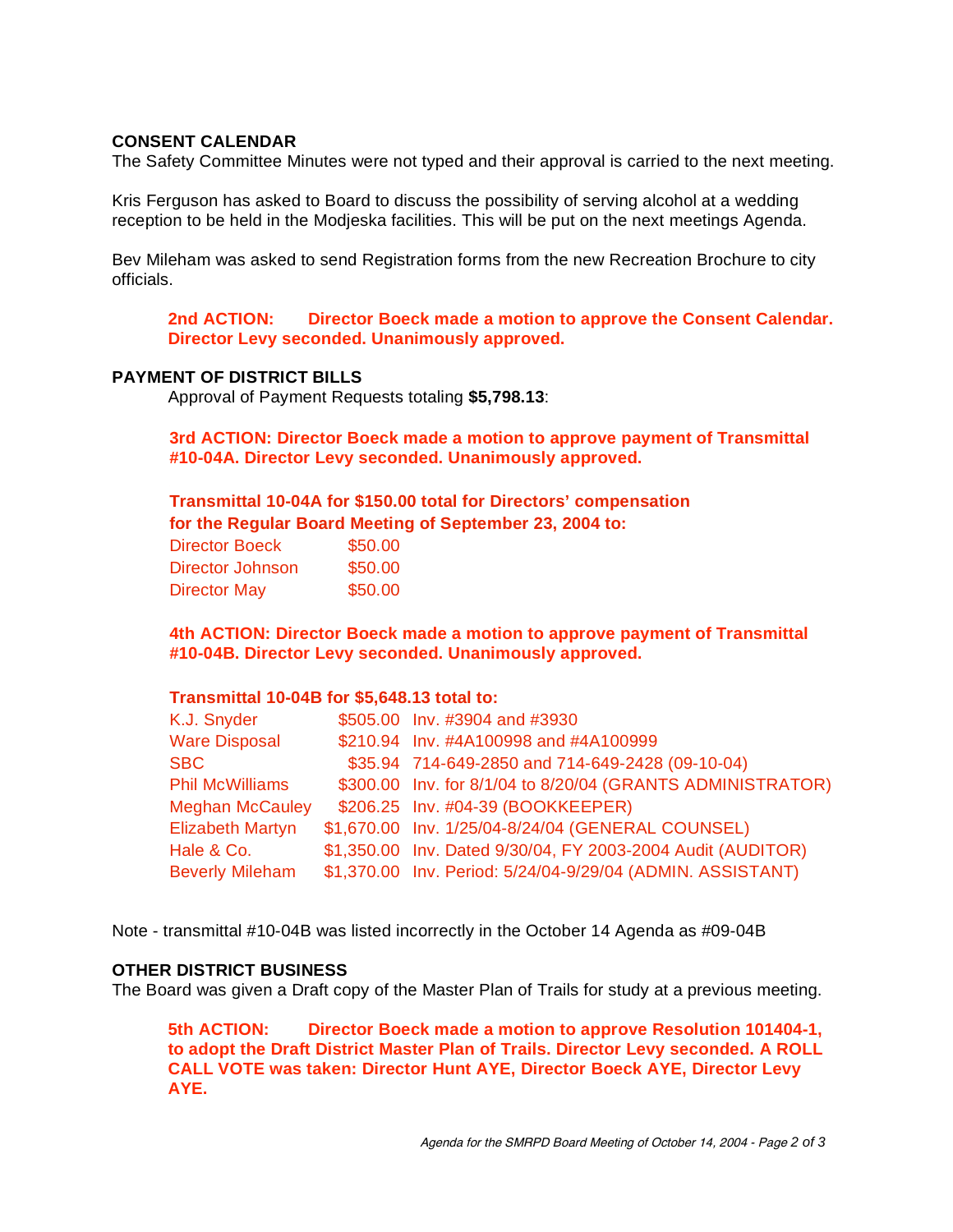**CONSENT CALENDAR**

The Safety Committee Minutes were not typed and their approval is carried to the next meeting.

Kris Ferguson has asked to Board to discuss the possibility of serving alcohol at a wedding reception to be held in the Modjeska facilities. This will be put on the next meetings Agenda.

Bev Mileham was asked to send Registration forms from the new Recreation Brochure to city officials.

> **2nd ACTION: Director Boeck made a motion to approve the Consent Calendar. Director Levy seconded. Unanimously approved.**

**PAYMENT OF DISTRICT BILLS**

Approval of Payment Requests totaling **$5,798.13**:

> **3rd ACTION: Director Boeck made a motion to approve payment of Transmittal #10-04A. Director Levy seconded. Unanimously approved.**

**Transmittal 10-04A for $150.00 total for Directors' compensation for the Regular Board Meeting of September 23, 2004 to:**

| | |
|---|---|
| Director Boeck | $50.00 |
| Director Johnson | $50.00 |
| Director May | $50.00 |

> **4th ACTION: Director Boeck made a motion to approve payment of Transmittal #10-04B. Director Levy seconded. Unanimously approved.**

**Transmittal 10-04B for $5,648.13 total to:**

| | | |
|---|---|---|
| K.J. Snyder | $505.00 | Inv. #3904 and #3930 |
| Ware Disposal | $210.94 | Inv. #4A100998 and #4A100999 |
| SBC | $35.94 | 714-649-2850 and 714-649-2428 (09-10-04) |
| Phil McWilliams | $300.00 | Inv. for 8/1/04 to 8/20/04 (GRANTS ADMINISTRATOR) |
| Meghan McCauley | $206.25 | Inv. #04-39 (BOOKKEEPER) |
| Elizabeth Martyn | $1,670.00 | Inv. 1/25/04-8/24/04 (GENERAL COUNSEL) |
| Hale & Co. | $1,350.00 | Inv. Dated 9/30/04, FY 2003-2004 Audit (AUDITOR) |
| Beverly Mileham | $1,370.00 | Inv. Period: 5/24/04-9/29/04 (ADMIN. ASSISTANT) |

Note - transmittal #10-04B was listed incorrectly in the October 14 Agenda as #09-04B

**OTHER DISTRICT BUSINESS**

The Board was given a Draft copy of the Master Plan of Trails for study at a previous meeting.

> **5th ACTION: Director Boeck made a motion to approve Resolution 101404-1, to adopt the Draft District Master Plan of Trails. Director Levy seconded. A ROLL CALL VOTE was taken: Director Hunt AYE, Director Boeck AYE, Director Levy AYE.**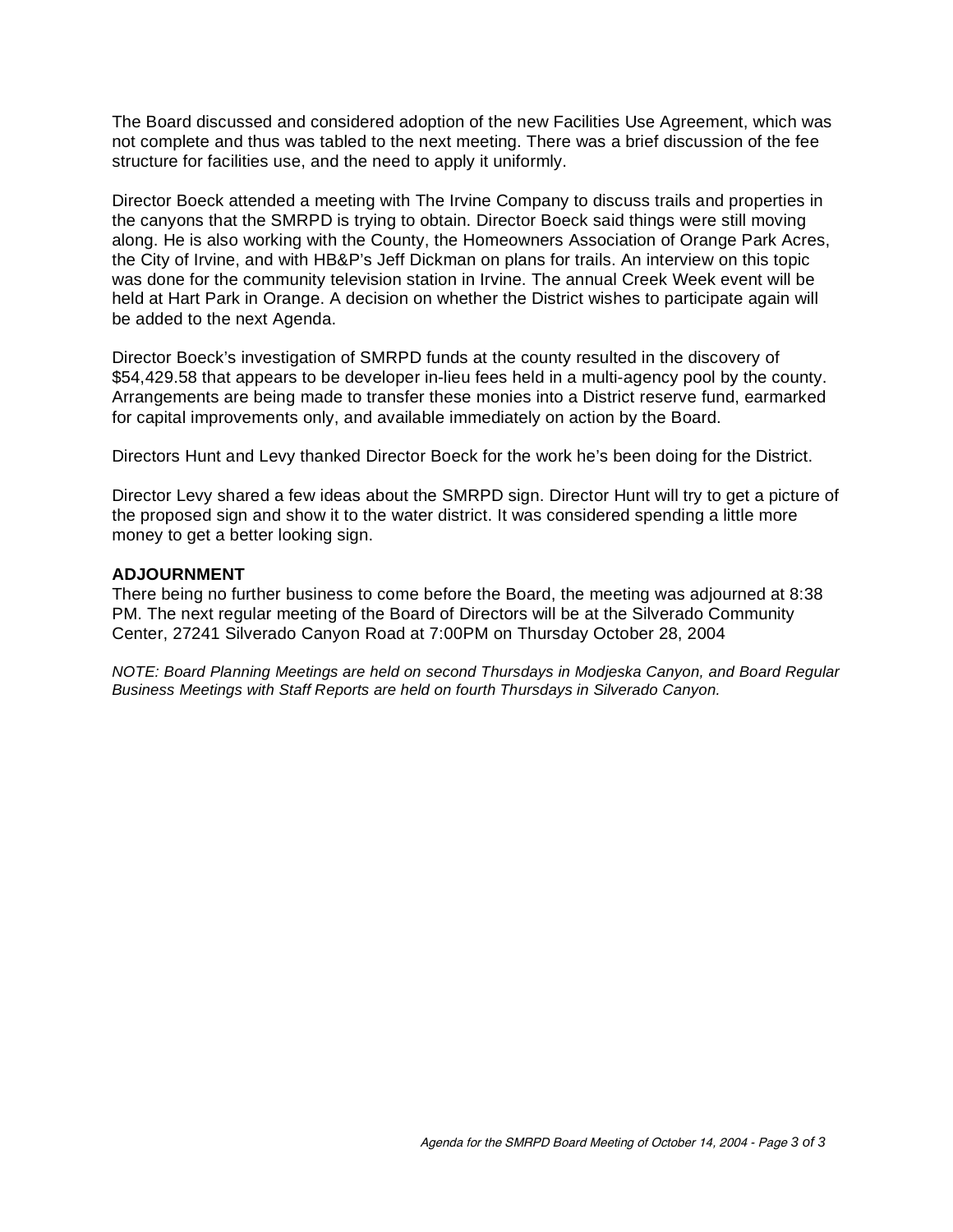The Board discussed and considered adoption of the new Facilities Use Agreement, which was not complete and thus was tabled to the next meeting. There was a brief discussion of the fee structure for facilities use, and the need to apply it uniformly.

Director Boeck attended a meeting with The Irvine Company to discuss trails and properties in the canyons that the SMRPD is trying to obtain. Director Boeck said things were still moving along. He is also working with the County, the Homeowners Association of Orange Park Acres, the City of Irvine, and with HB&P's Jeff Dickman on plans for trails. An interview on this topic was done for the community television station in Irvine. The annual Creek Week event will be held at Hart Park in Orange. A decision on whether the District wishes to participate again will be added to the next Agenda.

Director Boeck's investigation of SMRPD funds at the county resulted in the discovery of $54,429.58 that appears to be developer in-lieu fees held in a multi-agency pool by the county. Arrangements are being made to transfer these monies into a District reserve fund, earmarked for capital improvements only, and available immediately on action by the Board.

Directors Hunt and Levy thanked Director Boeck for the work he's been doing for the District.

Director Levy shared a few ideas about the SMRPD sign. Director Hunt will try to get a picture of the proposed sign and show it to the water district. It was considered spending a little more money to get a better looking sign.

**ADJOURNMENT**

There being no further business to come before the Board, the meeting was adjourned at 8:38 PM. The next regular meeting of the Board of Directors will be at the Silverado Community Center, 27241 Silverado Canyon Road at 7:00PM on Thursday October 28, 2004

*NOTE: Board Planning Meetings are held on second Thursdays in Modjeska Canyon, and Board Regular Business Meetings with Staff Reports are held on fourth Thursdays in Silverado Canyon.*